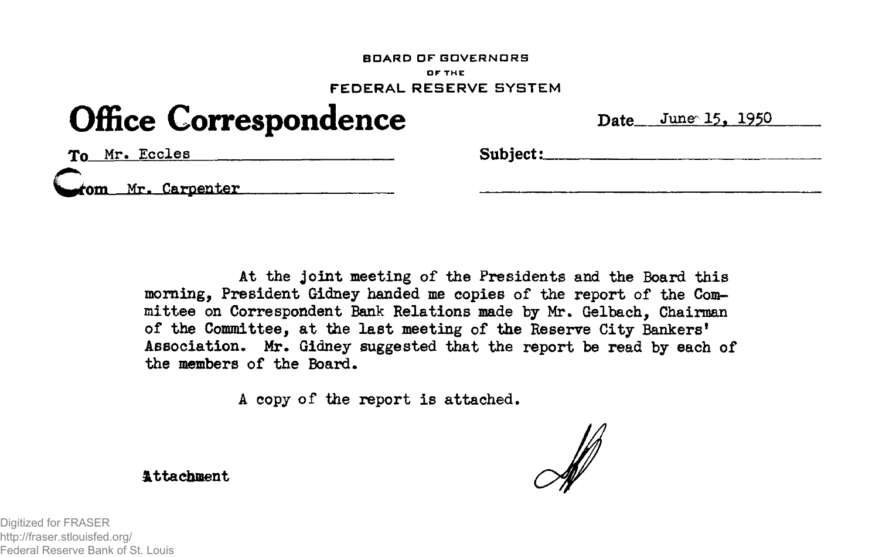BOARD OF GOVERNORS

OF THE

FEDERAL RESERVE SYSTEM

# Office Correspondence

Date June 15, 1950

To Mr. Eccles

Subject:

From Mr. Carpenter

At the joint meeting of the Presidents and the Board this morning, President Gidney handed me copies of the report of the Committee on Correspondent Bank Relations made by Mr. Gelbach, Chairman of the Committee, at the last meeting of the Reserve City Bankers' Association. Mr. Gidney suggested that the report be read by each of the members of the Board.

A copy of the report is attached.

Attachment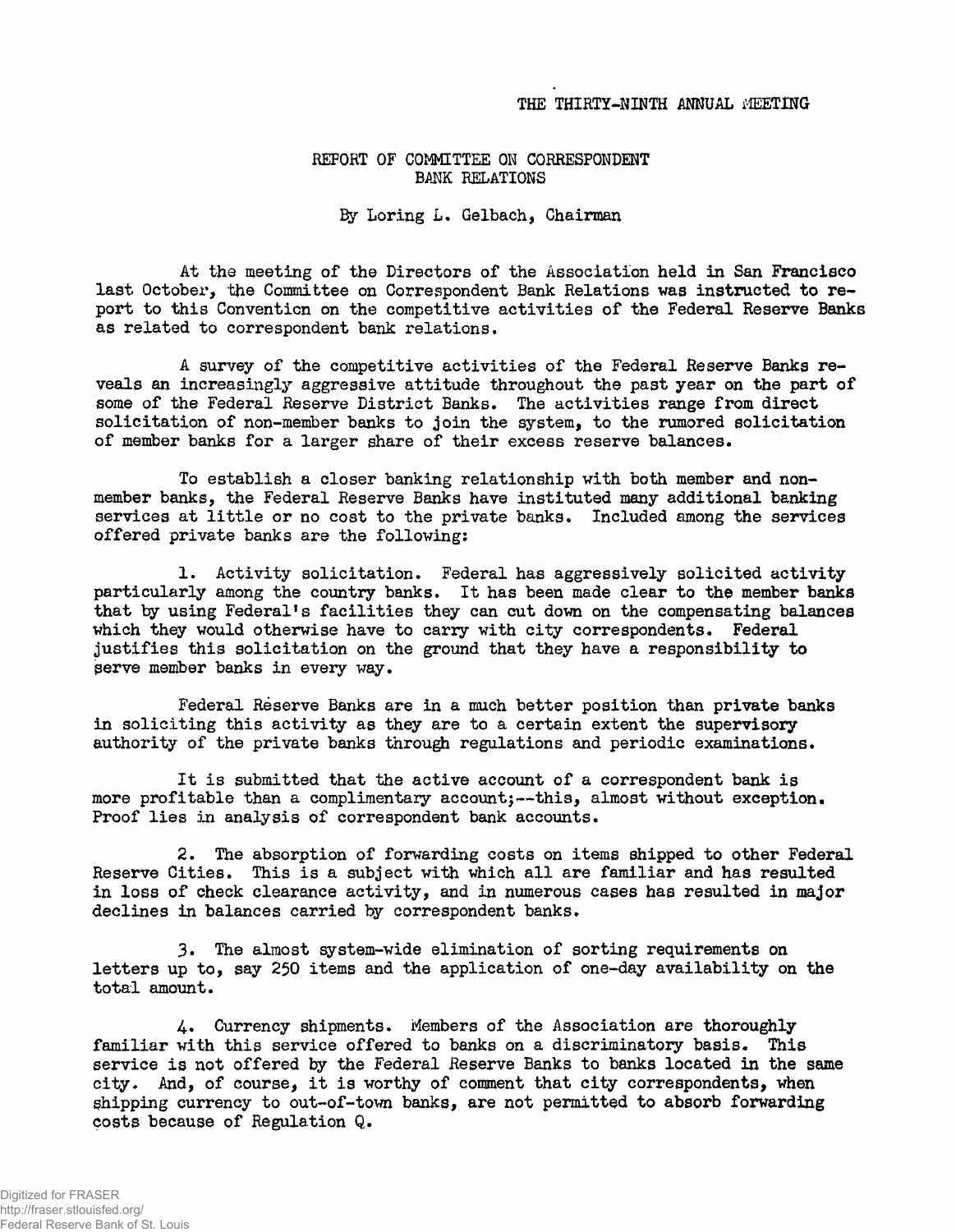THE THIRTY-NINTH ANNUAL MEETING

## REPORT OF COMMITTEE ON CORRESPONDENT BANK RELATIONS

By Loring L. Gelbach, Chairman

At the meeting of the Directors of the Association held in San Francisco last October, the Committee on Correspondent Bank Relations was instructed to report to this Convention on the competitive activities of the Federal Reserve Banks as related to correspondent bank relations.

A survey of the competitive activities of the Federal Reserve Banks reveals an increasingly aggressive attitude throughout the past year on the part of some of the Federal Reserve District Banks. The activities range from direct solicitation of non-member banks to join the system, to the rumored solicitation of member banks for a larger share of their excess reserve balances.

To establish a closer banking relationship with both member and non-member banks, the Federal Reserve Banks have instituted many additional banking services at little or no cost to the private banks. Included among the services offered private banks are the following:

1. Activity solicitation. Federal has aggressively solicited activity particularly among the country banks. It has been made clear to the member banks that by using Federal's facilities they can cut down on the compensating balances which they would otherwise have to carry with city correspondents. Federal justifies this solicitation on the ground that they have a responsibility to serve member banks in every way.

   Federal Reserve Banks are in a much better position than private banks in soliciting this activity as they are to a certain extent the supervisory authority of the private banks through regulations and periodic examinations.

   It is submitted that the active account of a correspondent bank is more profitable than a complimentary account;--this, almost without exception. Proof lies in analysis of correspondent bank accounts.

2. The absorption of forwarding costs on items shipped to other Federal Reserve Cities. This is a subject with which all are familiar and has resulted in loss of check clearance activity, and in numerous cases has resulted in major declines in balances carried by correspondent banks.

3. The almost system-wide elimination of sorting requirements on letters up to, say 250 items and the application of one-day availability on the total amount.

4. Currency shipments. Members of the Association are thoroughly familiar with this service offered to banks on a discriminatory basis. This service is not offered by the Federal Reserve Banks to banks located in the same city. And, of course, it is worthy of comment that city correspondents, when shipping currency to out-of-town banks, are not permitted to absorb forwarding costs because of Regulation Q.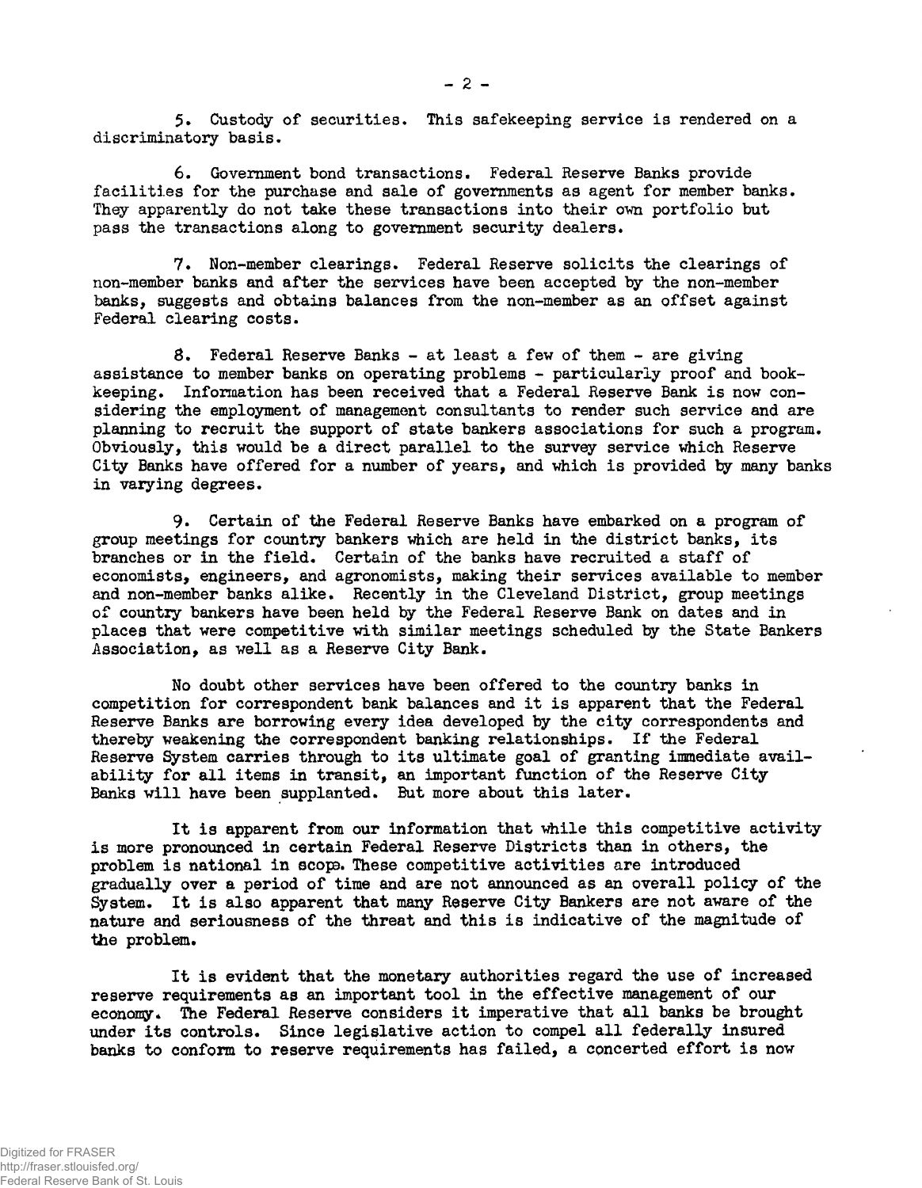5. Custody of securities. This safekeeping service is rendered on a discriminatory basis.

6. Government bond transactions. Federal Reserve Banks provide facilities for the purchase and sale of governments as agent for member banks. They apparently do not take these transactions into their own portfolio but pass the transactions along to government security dealers.

7. Non-member clearings. Federal Reserve solicits the clearings of non-member banks and after the services have been accepted by the non-member banks, suggests and obtains balances from the non-member as an offset against Federal clearing costs.

8. Federal Reserve Banks - at least a few of them - are giving assistance to member banks on operating problems - particularly proof and bookkeeping. Information has been received that a Federal Reserve Bank is now considering the employment of management consultants to render such service and are planning to recruit the support of state bankers associations for such a program. Obviously, this would be a direct parallel to the survey service which Reserve City Banks have offered for a number of years, and which is provided by many banks in varying degrees.

9. Certain of the Federal Reserve Banks have embarked on a program of group meetings for country bankers which are held in the district banks, its branches or in the field. Certain of the banks have recruited a staff of economists, engineers, and agronomists, making their services available to member and non-member banks alike. Recently in the Cleveland District, group meetings of country bankers have been held by the Federal Reserve Bank on dates and in places that were competitive with similar meetings scheduled by the State Bankers Association, as well as a Reserve City Bank.

No doubt other services have been offered to the country banks in competition for correspondent bank balances and it is apparent that the Federal Reserve Banks are borrowing every idea developed by the city correspondents and thereby weakening the correspondent banking relationships. If the Federal Reserve System carries through to its ultimate goal of granting immediate availability for all items in transit, an important function of the Reserve City Banks will have been supplanted. But more about this later.

It is apparent from our information that while this competitive activity is more pronounced in certain Federal Reserve Districts than in others, the problem is national in scope. These competitive activities are introduced gradually over a period of time and are not announced as an overall policy of the System. It is also apparent that many Reserve City Bankers are not aware of the nature and seriousness of the threat and this is indicative of the magnitude of the problem.

It is evident that the monetary authorities regard the use of increased reserve requirements as an important tool in the effective management of our economy. The Federal Reserve considers it imperative that all banks be brought under its controls. Since legislative action to compel all federally insured banks to conform to reserve requirements has failed, a concerted effort is now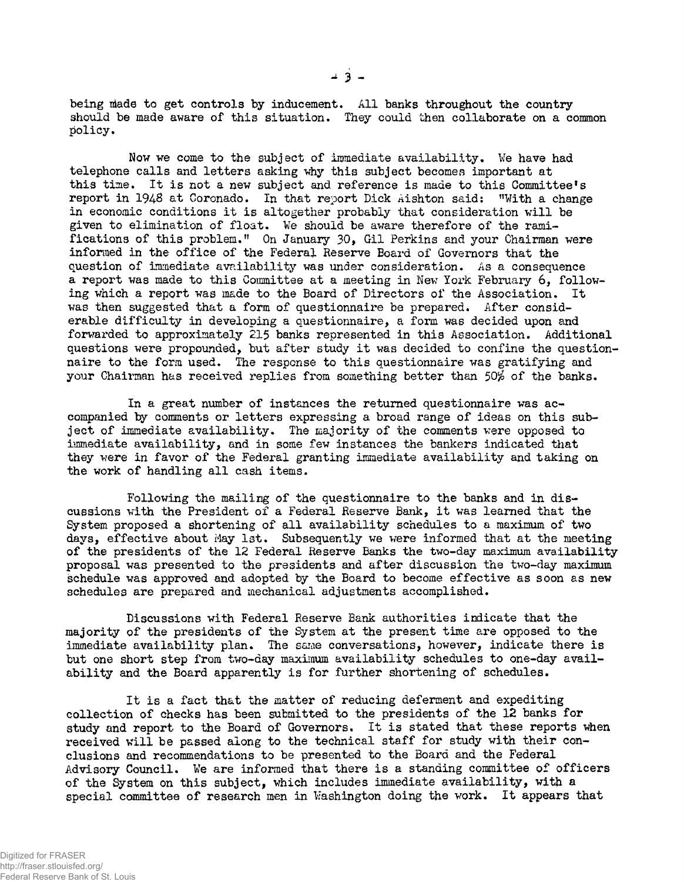being made to get controls by inducement. All banks throughout the country should be made aware of this situation. They could then collaborate on a common policy.

Now we come to the subject of immediate availability. We have had telephone calls and letters asking why this subject becomes important at this time. It is not a new subject and reference is made to this Committee's report in 1948 at Coronado. In that report Dick Aishton said: "With a change in economic conditions it is altogether probably that consideration will be given to elimination of float. We should be aware therefore of the ramifications of this problem." On January 30, Gil Perkins and your Chairman were informed in the office of the Federal Reserve Board of Governors that the question of immediate availability was under consideration. As a consequence a report was made to this Committee at a meeting in New York February 6, following which a report was made to the Board of Directors of the Association. It was then suggested that a form of questionnaire be prepared. After considerable difficulty in developing a questionnaire, a form was decided upon and forwarded to approximately 215 banks represented in this Association. Additional questions were propounded, but after study it was decided to confine the questionnaire to the form used. The response to this questionnaire was gratifying and your Chairman has received replies from something better than 50% of the banks.

In a great number of instances the returned questionnaire was accompanied by comments or letters expressing a broad range of ideas on this subject of immediate availability. The majority of the comments were opposed to immediate availability, and in some few instances the bankers indicated that they were in favor of the Federal granting immediate availability and taking on the work of handling all cash items.

Following the mailing of the questionnaire to the banks and in discussions with the President of a Federal Reserve Bank, it was learned that the System proposed a shortening of all availability schedules to a maximum of two days, effective about May 1st. Subsequently we were informed that at the meeting of the presidents of the 12 Federal Reserve Banks the two-day maximum availability proposal was presented to the presidents and after discussion the two-day maximum schedule was approved and adopted by the Board to become effective as soon as new schedules are prepared and mechanical adjustments accomplished.

Discussions with Federal Reserve Bank authorities indicate that the majority of the presidents of the System at the present time are opposed to the immediate availability plan. The same conversations, however, indicate there is but one short step from two-day maximum availability schedules to one-day availability and the Board apparently is for further shortening of schedules.

It is a fact that the matter of reducing deferment and expediting collection of checks has been submitted to the presidents of the 12 banks for study and report to the Board of Governors. It is stated that these reports when received will be passed along to the technical staff for study with their conclusions and recommendations to be presented to the Board and the Federal Advisory Council. We are informed that there is a standing committee of officers of the System on this subject, which includes immediate availability, with a special committee of research men in Washington doing the work. It appears that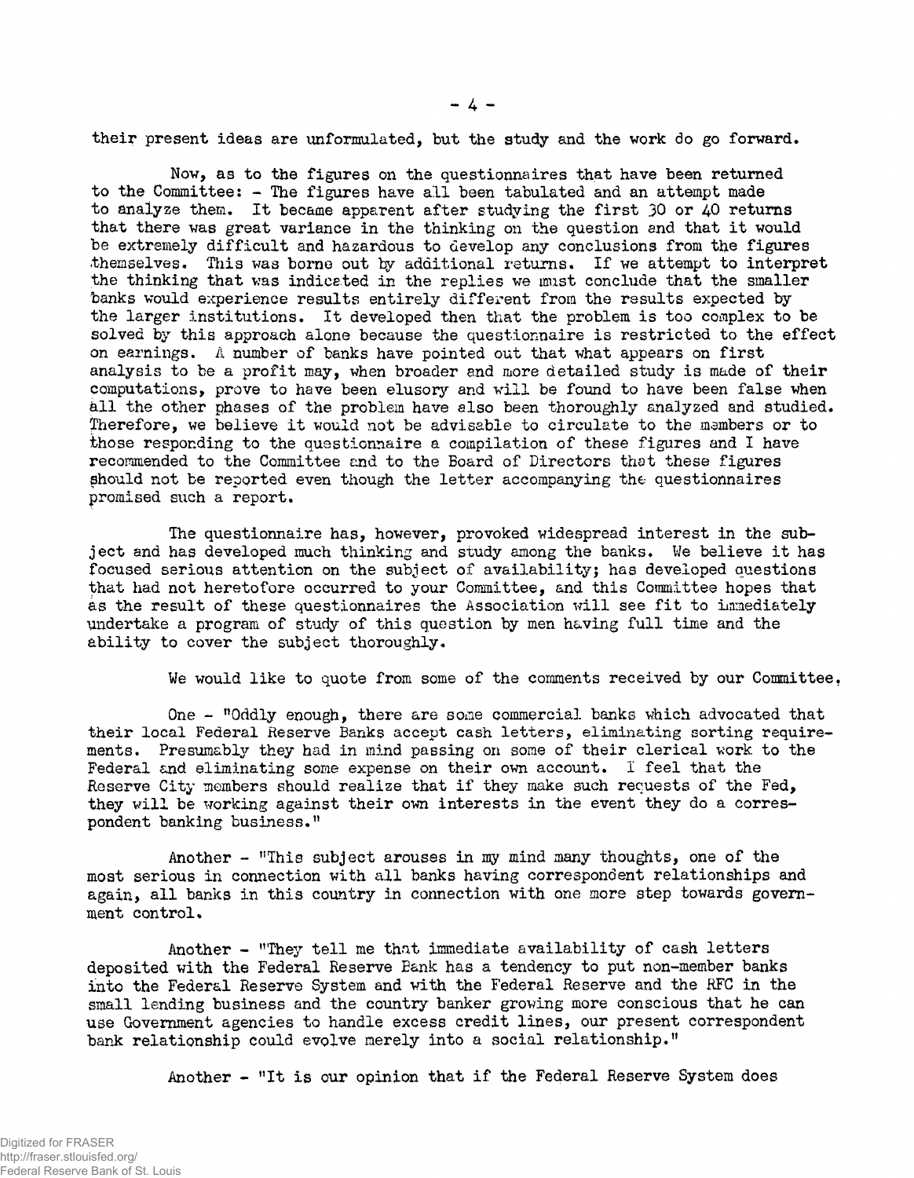their present ideas are unformulated, but the study and the work do go forward.

Now, as to the figures on the questionnaires that have been returned to the Committee: - The figures have all been tabulated and an attempt made to analyze them. It became apparent after studying the first 30 or 40 returns that there was great variance in the thinking on the question and that it would be extremely difficult and hazardous to develop any conclusions from the figures themselves. This was borne out by additional returns. If we attempt to interpret the thinking that was indicated in the replies we must conclude that the smaller banks would experience results entirely different from the results expected by the larger institutions. It developed then that the problem is too complex to be solved by this approach alone because the questionnaire is restricted to the effect on earnings. A number of banks have pointed out that what appears on first analysis to be a profit may, when broader and more detailed study is made of their computations, prove to have been elusory and will be found to have been false when all the other phases of the problem have also been thoroughly analyzed and studied. Therefore, we believe it would not be advisable to circulate to the members or to those responding to the questionnaire a compilation of these figures and I have recommended to the Committee and to the Board of Directors that these figures should not be reported even though the letter accompanying the questionnaires promised such a report.

The questionnaire has, however, provoked widespread interest in the subject and has developed much thinking and study among the banks. We believe it has focused serious attention on the subject of availability; has developed questions that had not heretofore occurred to your Committee, and this Committee hopes that as the result of these questionnaires the Association will see fit to immediately undertake a program of study of this question by men having full time and the ability to cover the subject thoroughly.

We would like to quote from some of the comments received by our Committee.

One - "Oddly enough, there are some commercial banks which advocated that their local Federal Reserve Banks accept cash letters, eliminating sorting requirements. Presumably they had in mind passing on some of their clerical work to the Federal and eliminating some expense on their own account. I feel that the Reserve City members should realize that if they make such requests of the Fed, they will be working against their own interests in the event they do a correspondent banking business."

Another - "This subject arouses in my mind many thoughts, one of the most serious in connection with all banks having correspondent relationships and again, all banks in this country in connection with one more step towards government control.

Another - "They tell me that immediate availability of cash letters deposited with the Federal Reserve Bank has a tendency to put non-member banks into the Federal Reserve System and with the Federal Reserve and the RFC in the small lending business and the country banker growing more conscious that he can use Government agencies to handle excess credit lines, our present correspondent bank relationship could evolve merely into a social relationship."

Another - "It is our opinion that if the Federal Reserve System does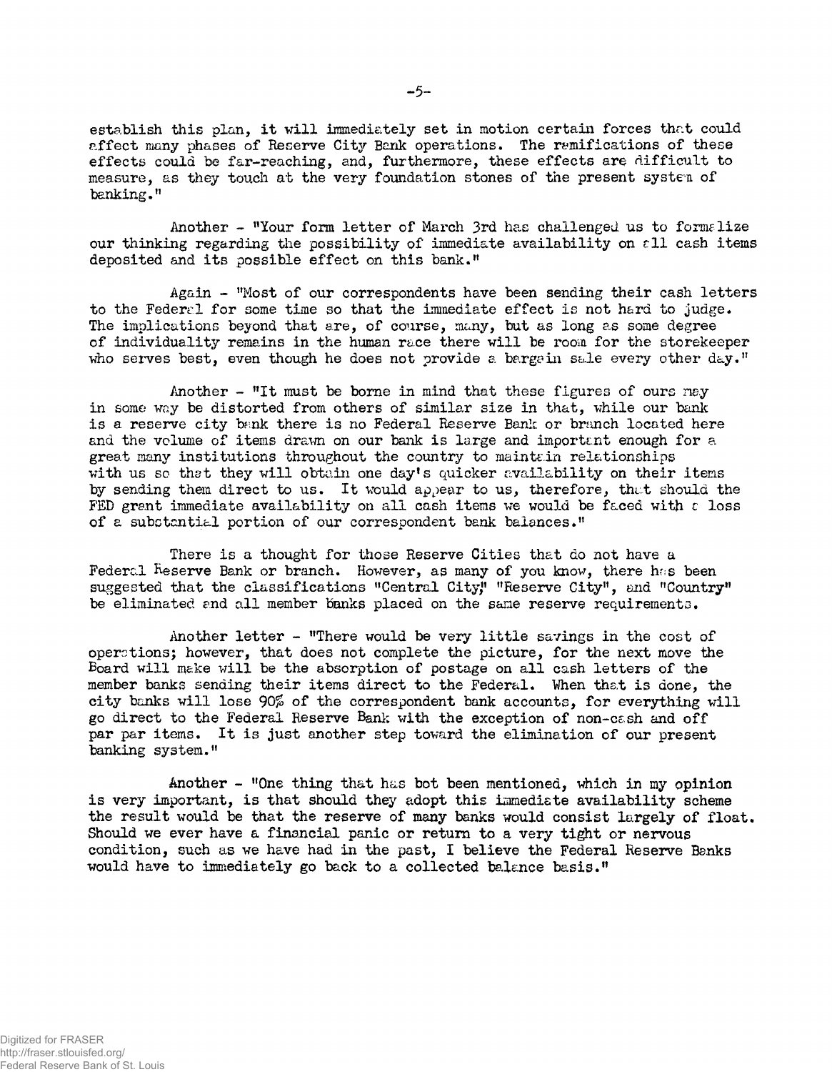establish this plan, it will immediately set in motion certain forces that could affect many phases of Reserve City Bank operations. The ramifications of these effects could be far-reaching, and, furthermore, these effects are difficult to measure, as they touch at the very foundation stones of the present system of banking."

Another - "Your form letter of March 3rd has challenged us to formalize our thinking regarding the possibility of immediate availability on all cash items deposited and its possible effect on this bank."

Again - "Most of our correspondents have been sending their cash letters to the Federal for some time so that the immediate effect is not hard to judge. The implications beyond that are, of course, many, but as long as some degree of individuality remains in the human race there will be room for the storekeeper who serves best, even though he does not provide a bargain sale every other day."

Another - "It must be borne in mind that these figures of ours may in some way be distorted from others of similar size in that, while our bank is a reserve city bank there is no Federal Reserve Bank or branch located here and the volume of items drawn on our bank is large and important enough for a great many institutions throughout the country to maintain relationships with us so that they will obtain one day's quicker availability on their items by sending them direct to us. It would appear to us, therefore, that should the FED grant immediate availability on all cash items we would be faced with a loss of a substantial portion of our correspondent bank balances."

There is a thought for those Reserve Cities that do not have a Federal Reserve Bank or branch. However, as many of you know, there has been suggested that the classifications "Central City," "Reserve City", and "Country" be eliminated and all member banks placed on the same reserve requirements.

Another letter - "There would be very little savings in the cost of operations; however, that does not complete the picture, for the next move the Board will make will be the absorption of postage on all cash letters of the member banks sending their items direct to the Federal. When that is done, the city banks will lose 90% of the correspondent bank accounts, for everything will go direct to the Federal Reserve Bank with the exception of non-cash and off par par items. It is just another step toward the elimination of our present banking system."

Another - "One thing that has bot been mentioned, which in my opinion is very important, is that should they adopt this immediate availability scheme the result would be that the reserve of many banks would consist largely of float. Should we ever have a financial panic or return to a very tight or nervous condition, such as we have had in the past, I believe the Federal Reserve Banks would have to immediately go back to a collected balance basis."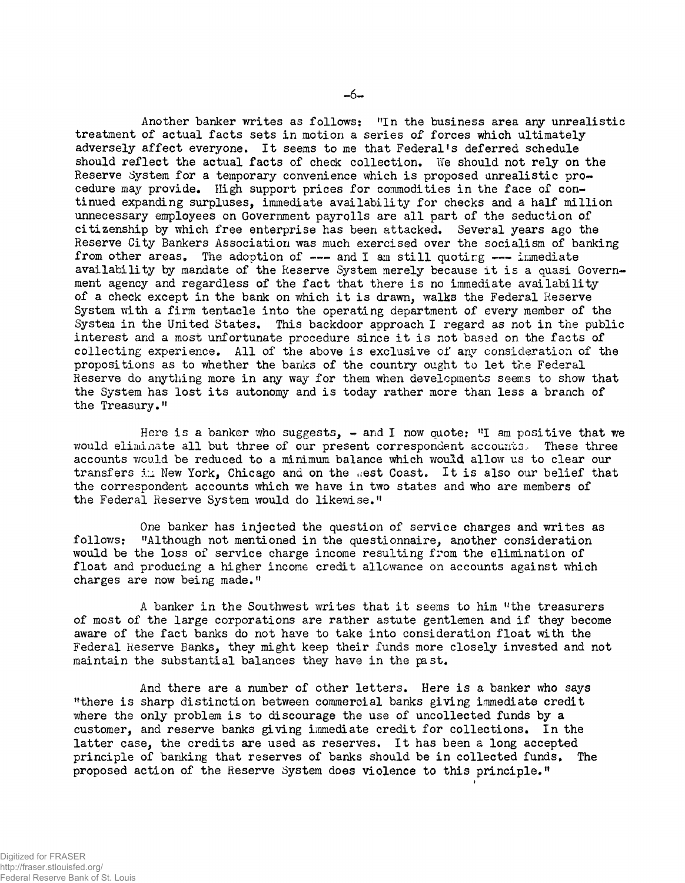Another banker writes as follows: "In the business area any unrealistic treatment of actual facts sets in motion a series of forces which ultimately adversely affect everyone. It seems to me that Federal's deferred schedule should reflect the actual facts of check collection. We should not rely on the Reserve System for a temporary convenience which is proposed unrealistic procedure may provide. High support prices for commodities in the face of continued expanding surpluses, immediate availability for checks and a half million unnecessary employees on Government payrolls are all part of the seduction of citizenship by which free enterprise has been attacked. Several years ago the Reserve City Bankers Association was much exercised over the socialism of banking from other areas. The adoption of --- and I am still quoting --- immediate availability by mandate of the Reserve System merely because it is a quasi Government agency and regardless of the fact that there is no immediate availability of a check except in the bank on which it is drawn, walks the Federal Reserve System with a firm tentacle into the operating department of every member of the System in the United States. This backdoor approach I regard as not in the public interest and a most unfortunate procedure since it is not based on the facts of collecting experience. All of the above is exclusive of any consideration of the propositions as to whether the banks of the country ought to let the Federal Reserve do anything more in any way for them when developments seems to show that the System has lost its autonomy and is today rather more than less a branch of the Treasury."

Here is a banker who suggests, - and I now quote: "I am positive that we would eliminate all but three of our present correspondent accounts. These three accounts would be reduced to a minimum balance which would allow us to clear our transfers in New York, Chicago and on the West Coast. It is also our belief that the correspondent accounts which we have in two states and who are members of the Federal Reserve System would do likewise."

One banker has injected the question of service charges and writes as follows: "Although not mentioned in the questionnaire, another consideration would be the loss of service charge income resulting from the elimination of float and producing a higher income credit allowance on accounts against which charges are now being made."

A banker in the Southwest writes that it seems to him "the treasurers of most of the large corporations are rather astute gentlemen and if they become aware of the fact banks do not have to take into consideration float with the Federal Reserve Banks, they might keep their funds more closely invested and not maintain the substantial balances they have in the past.

And there are a number of other letters. Here is a banker who says "there is sharp distinction between commercial banks giving immediate credit where the only problem is to discourage the use of uncollected funds by a customer, and reserve banks giving immediate credit for collections. In the latter case, the credits are used as reserves. It has been a long accepted principle of banking that reserves of banks should be in collected funds. The proposed action of the Reserve System does violence to this principle."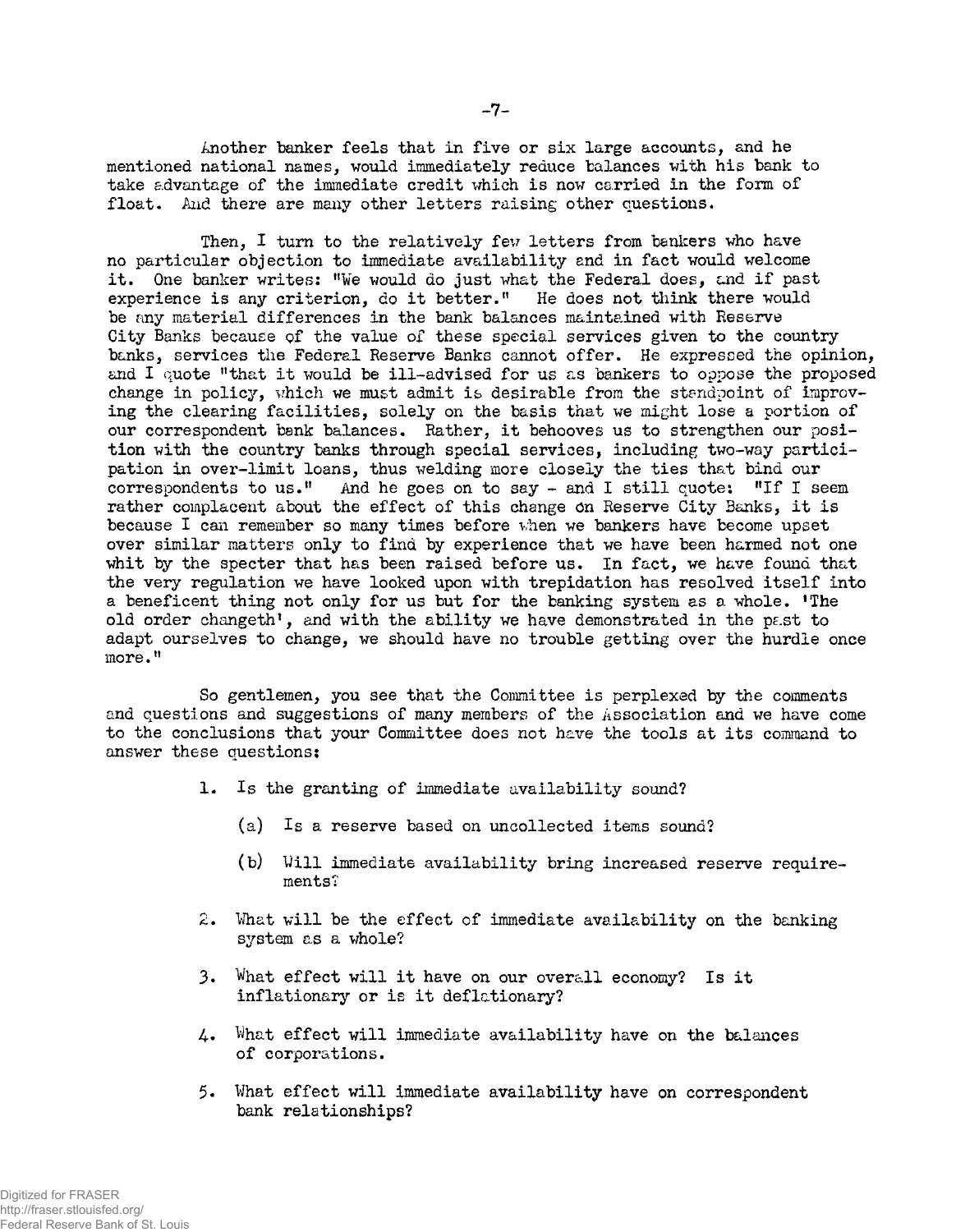Another banker feels that in five or six large accounts, and he mentioned national names, would immediately reduce balances with his bank to take advantage of the immediate credit which is now carried in the form of float. And there are many other letters raising other questions.

Then, I turn to the relatively few letters from bankers who have no particular objection to immediate availability and in fact would welcome it. One banker writes: "We would do just what the Federal does, and if past experience is any criterion, do it better." He does not think there would be any material differences in the bank balances maintained with Reserve City Banks because of the value of these special services given to the country banks, services the Federal Reserve Banks cannot offer. He expressed the opinion, and I quote "that it would be ill-advised for us as bankers to oppose the proposed change in policy, which we must admit is desirable from the standpoint of improving the clearing facilities, solely on the basis that we might lose a portion of our correspondent bank balances. Rather, it behooves us to strengthen our position with the country banks through special services, including two-way participation in over-limit loans, thus welding more closely the ties that bind our correspondents to us." And he goes on to say - and I still quote: "If I seem rather complacent about the effect of this change on Reserve City Banks, it is because I can remember so many times before when we bankers have become upset over similar matters only to find by experience that we have been harmed not one whit by the specter that has been raised before us. In fact, we have found that the very regulation we have looked upon with trepidation has resolved itself into a beneficent thing not only for us but for the banking system as a whole. 'The old order changeth', and with the ability we have demonstrated in the past to adapt ourselves to change, we should have no trouble getting over the hurdle once more."

So gentlemen, you see that the Committee is perplexed by the comments and questions and suggestions of many members of the Association and we have come to the conclusions that your Committee does not have the tools at its command to answer these questions:

1. Is the granting of immediate availability sound?

   (a) Is a reserve based on uncollected items sound?

   (b) Will immediate availability bring increased reserve requirements?

2. What will be the effect of immediate availability on the banking system as a whole?

3. What effect will it have on our overall economy? Is it inflationary or is it deflationary?

4. What effect will immediate availability have on the balances of corporations.

5. What effect will immediate availability have on correspondent bank relationships?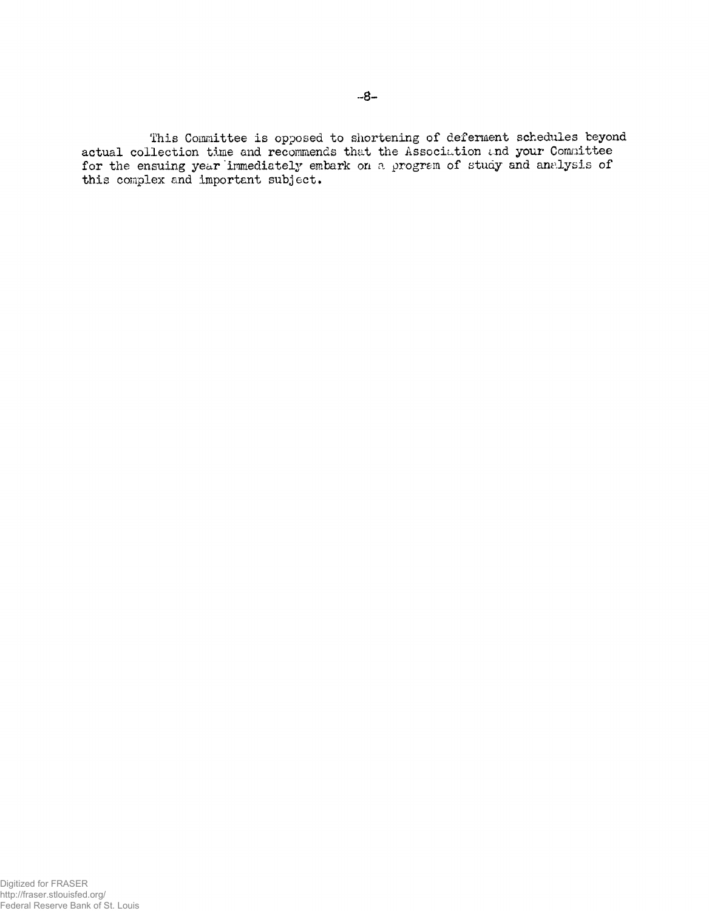This Committee is opposed to shortening of deferment schedules beyond actual collection time and recommends that the Association and your Committee for the ensuing year immediately embark on a program of study and analysis of this complex and important subject.